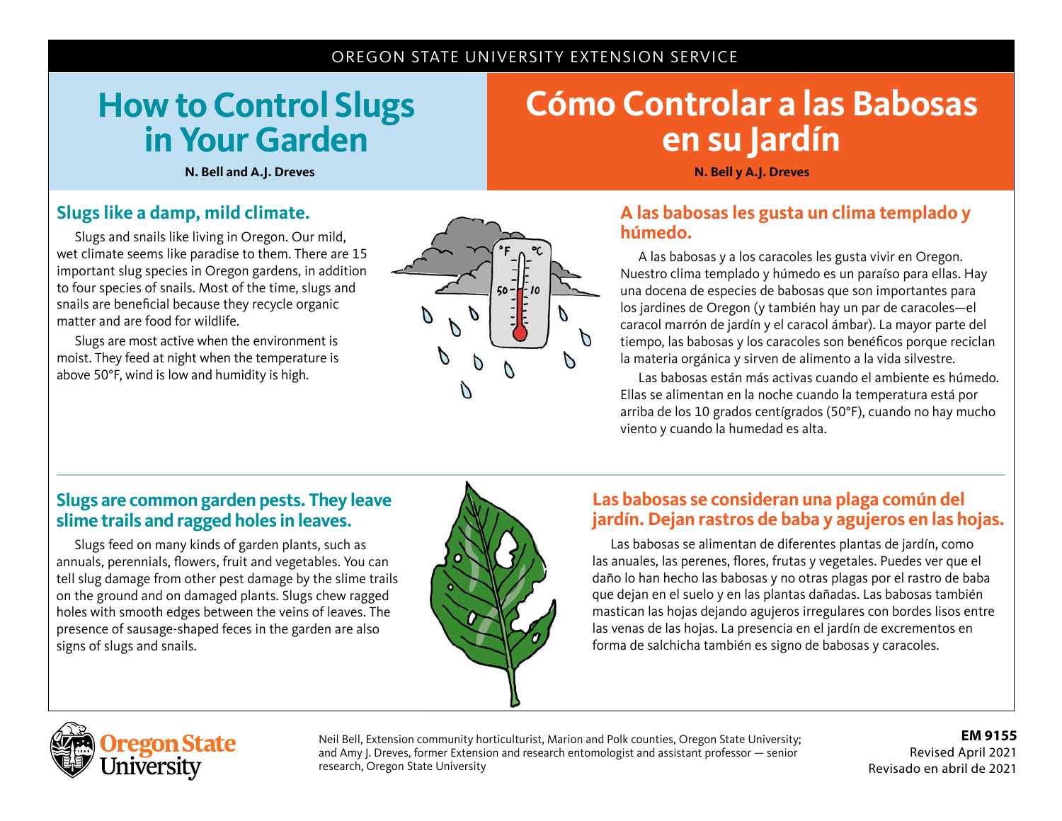OREGON STATE UNIVERSITY EXTENSION SERVICE

# How to Control Slugs in Your Garden

**N. Bell and A.J. Dreves**

## Slugs like a damp, mild climate.

Slugs and snails like living in Oregon. Our mild, wet climate seems like paradise to them. There are 15 important slug species in Oregon gardens, in addition to four species of snails. Most of the time, slugs and snails are beneficial because they recycle organic matter and are food for wildlife.

Slugs are most active when the environment is moist. They feed at night when the temperature is above 50°F, wind is low and humidity is high.

## Slugs are common garden pests. They leave slime trails and ragged holes in leaves.

Slugs feed on many kinds of garden plants, such as annuals, perennials, flowers, fruit and vegetables. You can tell slug damage from other pest damage by the slime trails on the ground and on damaged plants. Slugs chew ragged holes with smooth edges between the veins of leaves. The presence of sausage-shaped feces in the garden are also signs of slugs and snails.

# Cómo Controlar a las Babosas en su Jardín

**N. Bell y A.J. Dreves**

## A las babosas les gusta un clima templado y húmedo.

A las babosas y a los caracoles les gusta vivir en Oregon. Nuestro clima templado y húmedo es un paraíso para ellas. Hay una docena de especies de babosas que son importantes para los jardines de Oregon (y también hay un par de caracoles—el caracol marrón de jardín y el caracol ámbar). La mayor parte del tiempo, las babosas y los caracoles son benéficos porque reciclan la materia orgánica y sirven de alimento a la vida silvestre.

Las babosas están más activas cuando el ambiente es húmedo. Ellas se alimentan en la noche cuando la temperatura está por arriba de los 10 grados centígrados (50°F), cuando no hay mucho viento y cuando la humedad es alta.

## Las babosas se consideran una plaga común del jardín. Dejan rastros de baba y agujeros en las hojas.

Las babosas se alimentan de diferentes plantas de jardín, como las anuales, las perenes, flores, frutas y vegetales. Puedes ver que el daño lo han hecho las babosas y no otras plagas por el rastro de baba que dejan en el suelo y en las plantas dañadas. Las babosas también mastican las hojas dejando agujeros irregulares con bordes lisos entre las venas de las hojas. La presencia en el jardín de excrementos en forma de salchicha también es signo de babosas y caracoles.

Neil Bell, Extension community horticulturist, Marion and Polk counties, Oregon State University; and Amy J. Dreves, former Extension and research entomologist and assistant professor — senior research, Oregon State University

**EM 9155**
Revised April 2021
Revisado en abril de 2021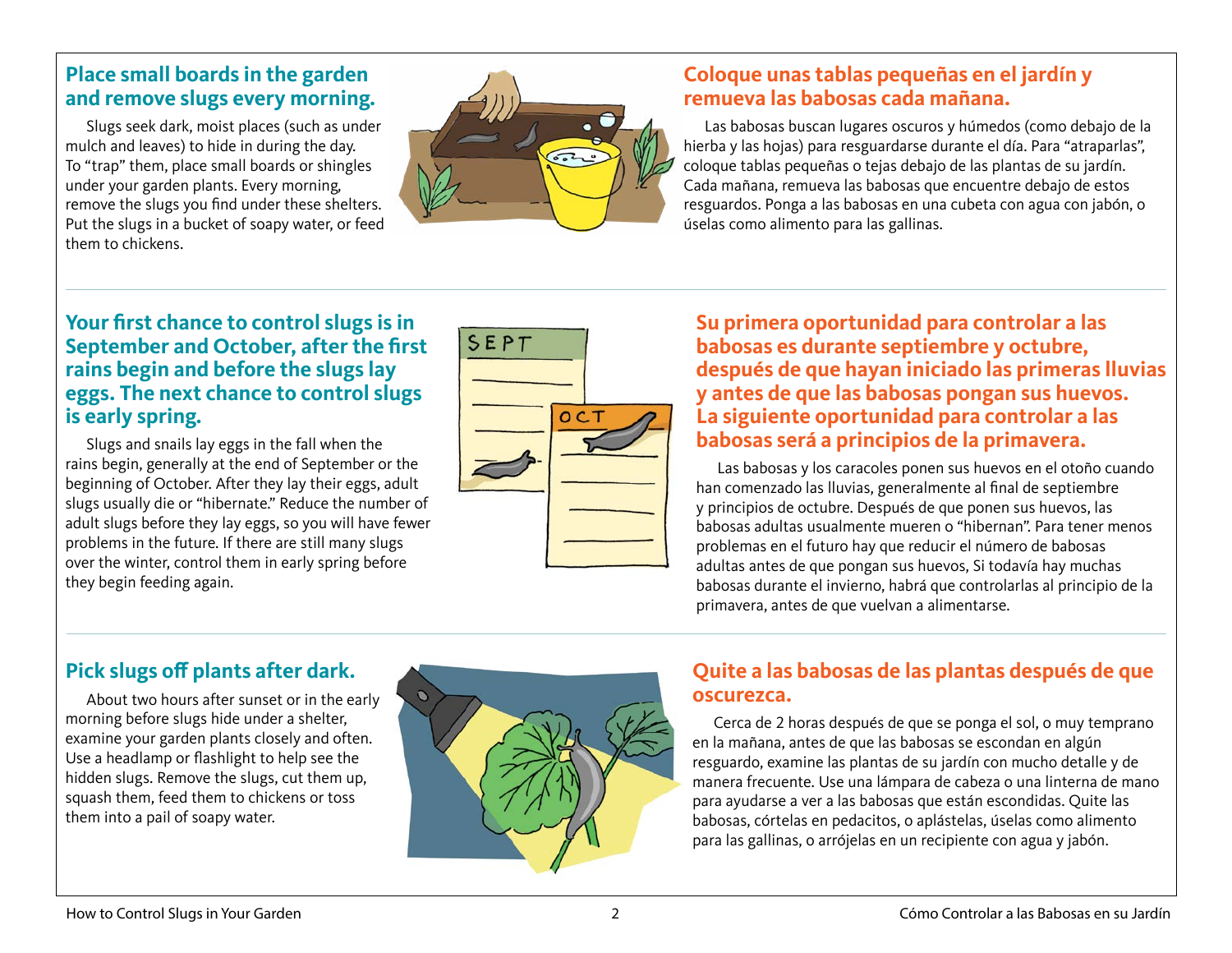## Place small boards in the garden and remove slugs every morning.

Slugs seek dark, moist places (such as under mulch and leaves) to hide in during the day. To "trap" them, place small boards or shingles under your garden plants. Every morning, remove the slugs you find under these shelters. Put the slugs in a bucket of soapy water, or feed them to chickens.

## Coloque unas tablas pequeñas en el jardín y remueva las babosas cada mañana.

Las babosas buscan lugares oscuros y húmedos (como debajo de la hierba y las hojas) para resguardarse durante el día. Para "atraparlas", coloque tablas pequeñas o tejas debajo de las plantas de su jardín. Cada mañana, remueva las babosas que encuentre debajo de estos resguardos. Ponga a las babosas en una cubeta con agua con jabón, o úselas como alimento para las gallinas.

## Your first chance to control slugs is in September and October, after the first rains begin and before the slugs lay eggs. The next chance to control slugs is early spring.

Slugs and snails lay eggs in the fall when the rains begin, generally at the end of September or the beginning of October. After they lay their eggs, adult slugs usually die or "hibernate." Reduce the number of adult slugs before they lay eggs, so you will have fewer problems in the future. If there are still many slugs over the winter, control them in early spring before they begin feeding again.

## Su primera oportunidad para controlar a las babosas es durante septiembre y octubre, después de que hayan iniciado las primeras lluvias y antes de que las babosas pongan sus huevos. La siguiente oportunidad para controlar a las babosas será a principios de la primavera.

Las babosas y los caracoles ponen sus huevos en el otoño cuando han comenzado las lluvias, generalmente al final de septiembre y principios de octubre. Después de que ponen sus huevos, las babosas adultas usualmente mueren o "hibernan". Para tener menos problemas en el futuro hay que reducir el número de babosas adultas antes de que pongan sus huevos, Si todavía hay muchas babosas durante el invierno, habrá que controlarlas al principio de la primavera, antes de que vuelvan a alimentarse.

## Pick slugs off plants after dark.

About two hours after sunset or in the early morning before slugs hide under a shelter, examine your garden plants closely and often. Use a headlamp or flashlight to help see the hidden slugs. Remove the slugs, cut them up, squash them, feed them to chickens or toss them into a pail of soapy water.

## Quite a las babosas de las plantas después de que oscurezca.

Cerca de 2 horas después de que se ponga el sol, o muy temprano en la mañana, antes de que las babosas se escondan en algún resguardo, examine las plantas de su jardín con mucho detalle y de manera frecuente. Use una lámpara de cabeza o una linterna de mano para ayudarse a ver a las babosas que están escondidas. Quite las babosas, córtelas en pedacitos, o aplástelas, úselas como alimento para las gallinas, o arrójelas en un recipiente con agua y jabón.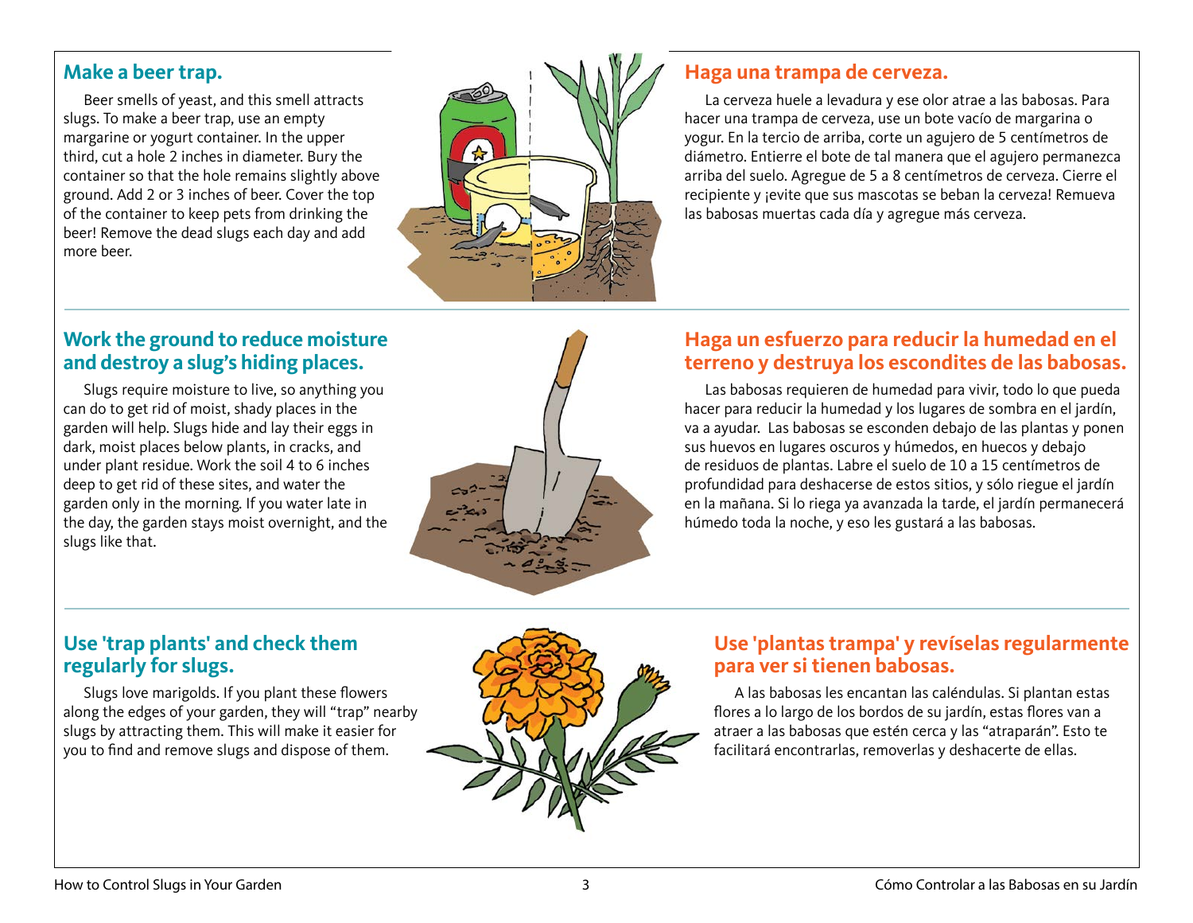## Make a beer trap.

Beer smells of yeast, and this smell attracts slugs. To make a beer trap, use an empty margarine or yogurt container. In the upper third, cut a hole 2 inches in diameter. Bury the container so that the hole remains slightly above ground. Add 2 or 3 inches of beer. Cover the top of the container to keep pets from drinking the beer! Remove the dead slugs each day and add more beer.

## Haga una trampa de cerveza.

La cerveza huele a levadura y ese olor atrae a las babosas. Para hacer una trampa de cerveza, use un bote vacío de margarina o yogur. En la tercio de arriba, corte un agujero de 5 centímetros de diámetro. Entierre el bote de tal manera que el agujero permanezca arriba del suelo. Agregue de 5 a 8 centímetros de cerveza. Cierre el recipiente y ¡evite que sus mascotas se beban la cerveza! Remueva las babosas muertas cada día y agregue más cerveza.

## Work the ground to reduce moisture and destroy a slug's hiding places.

Slugs require moisture to live, so anything you can do to get rid of moist, shady places in the garden will help. Slugs hide and lay their eggs in dark, moist places below plants, in cracks, and under plant residue. Work the soil 4 to 6 inches deep to get rid of these sites, and water the garden only in the morning. If you water late in the day, the garden stays moist overnight, and the slugs like that.

## Haga un esfuerzo para reducir la humedad en el terreno y destruya los escondites de las babosas.

Las babosas requieren de humedad para vivir, todo lo que pueda hacer para reducir la humedad y los lugares de sombra en el jardín, va a ayudar. Las babosas se esconden debajo de las plantas y ponen sus huevos en lugares oscuros y húmedos, en huecos y debajo de residuos de plantas. Labre el suelo de 10 a 15 centímetros de profundidad para deshacerse de estos sitios, y sólo riegue el jardín en la mañana. Si lo riega ya avanzada la tarde, el jardín permanecerá húmedo toda la noche, y eso les gustará a las babosas.

## Use 'trap plants' and check them regularly for slugs.

Slugs love marigolds. If you plant these flowers along the edges of your garden, they will "trap" nearby slugs by attracting them. This will make it easier for you to find and remove slugs and dispose of them.

## Use 'plantas trampa' y revíselas regularmente para ver si tienen babosas.

A las babosas les encantan las caléndulas. Si plantan estas flores a lo largo de los bordos de su jardín, estas flores van a atraer a las babosas que estén cerca y las "atraparán". Esto te facilitará encontrarlas, removerlas y deshacerte de ellas.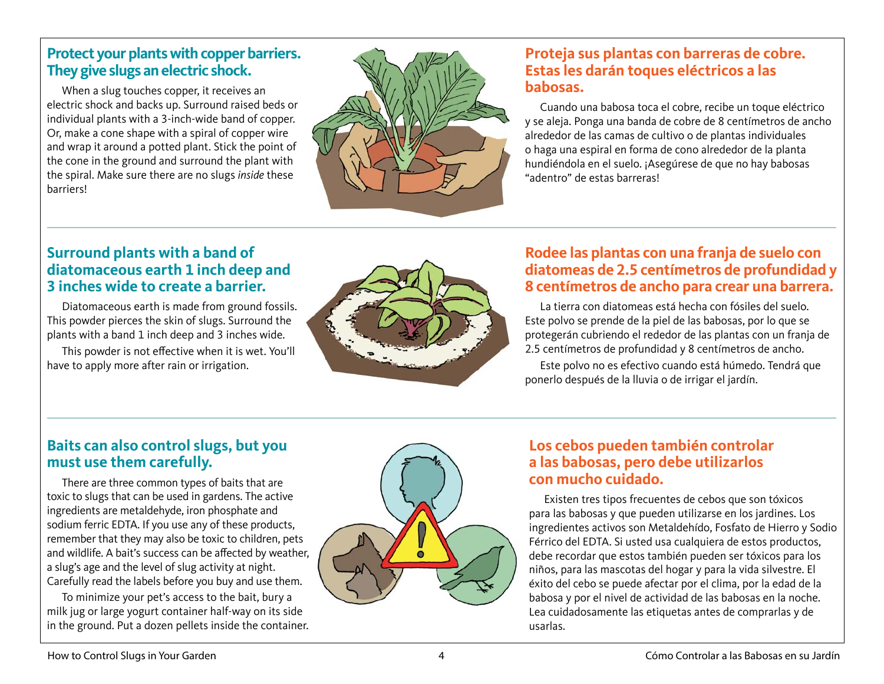## Protect your plants with copper barriers. They give slugs an electric shock.

When a slug touches copper, it receives an electric shock and backs up. Surround raised beds or individual plants with a 3-inch-wide band of copper. Or, make a cone shape with a spiral of copper wire and wrap it around a potted plant. Stick the point of the cone in the ground and surround the plant with the spiral. Make sure there are no slugs *inside* these barriers!

## Proteja sus plantas con barreras de cobre. Estas les darán toques eléctricos a las babosas.

Cuando una babosa toca el cobre, recibe un toque eléctrico y se aleja. Ponga una banda de cobre de 8 centímetros de ancho alrededor de las camas de cultivo o de plantas individuales o haga una espiral en forma de cono alrededor de la planta hundiéndola en el suelo. ¡Asegúrese de que no hay babosas “adentro” de estas barreras!

---

## Surround plants with a band of diatomaceous earth 1 inch deep and 3 inches wide to create a barrier.

Diatomaceous earth is made from ground fossils. This powder pierces the skin of slugs. Surround the plants with a band 1 inch deep and 3 inches wide.

This powder is not effective when it is wet. You’ll have to apply more after rain or irrigation.

## Rodee las plantas con una franja de suelo con diatomeas de 2.5 centímetros de profundidad y 8 centímetros de ancho para crear una barrera.

La tierra con diatomeas está hecha con fósiles del suelo. Este polvo se prende de la piel de las babosas, por lo que se protegerán cubriendo el rededor de las plantas con un franja de 2.5 centímetros de profundidad y 8 centímetros de ancho.

Este polvo no es efectivo cuando está húmedo. Tendrá que ponerlo después de la lluvia o de irrigar el jardín.

---

## Baits can also control slugs, but you must use them carefully.

There are three common types of baits that are toxic to slugs that can be used in gardens. The active ingredients are metaldehyde, iron phosphate and sodium ferric EDTA. If you use any of these products, remember that they may also be toxic to children, pets and wildlife. A bait’s success can be affected by weather, a slug’s age and the level of slug activity at night. Carefully read the labels before you buy and use them.

To minimize your pet’s access to the bait, bury a milk jug or large yogurt container half-way on its side in the ground. Put a dozen pellets inside the container.

## Los cebos pueden también controlar a las babosas, pero debe utilizarlos con mucho cuidado.

Existen tres tipos frecuentes de cebos que son tóxicos para las babosas y que pueden utilizarse en los jardines. Los ingredientes activos son Metaldehído, Fosfato de Hierro y Sodio Férrico del EDTA. Si usted usa cualquiera de estos productos, debe recordar que estos también pueden ser tóxicos para los niños, para las mascotas del hogar y para la vida silvestre. El éxito del cebo se puede afectar por el clima, por la edad de la babosa y por el nivel de actividad de las babosas en la noche. Lea cuidadosamente las etiquetas antes de comprarlas y de usarlas.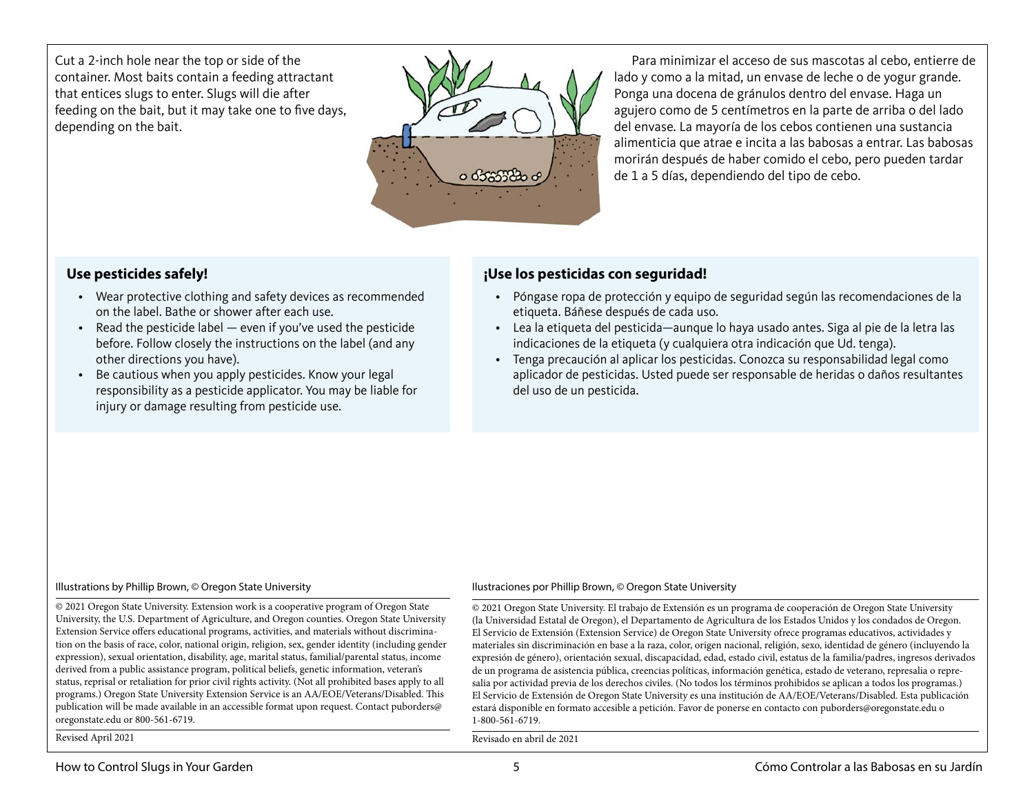Cut a 2-inch hole near the top or side of the container. Most baits contain a feeding attractant that entices slugs to enter. Slugs will die after feeding on the bait, but it may take one to five days, depending on the bait.

Para minimizar el acceso de sus mascotas al cebo, entierre de lado y como a la mitad, un envase de leche o de yogur grande. Ponga una docena de gránulos dentro del envase. Haga un agujero como de 5 centímetros en la parte de arriba o del lado del envase. La mayoría de los cebos contienen una sustancia alimenticia que atrae e incita a las babosas a entrar. Las babosas morirán después de haber comido el cebo, pero pueden tardar de 1 a 5 días, dependiendo del tipo de cebo.

### Use pesticides safely!

- Wear protective clothing and safety devices as recommended on the label. Bathe or shower after each use.
- Read the pesticide label — even if you've used the pesticide before. Follow closely the instructions on the label (and any other directions you have).
- Be cautious when you apply pesticides. Know your legal responsibility as a pesticide applicator. You may be liable for injury or damage resulting from pesticide use.

### ¡Use los pesticidas con seguridad!

- Póngase ropa de protección y equipo de seguridad según las recomendaciones de la etiqueta. Báñese después de cada uso.
- Lea la etiqueta del pesticida—aunque lo haya usado antes. Siga al pie de la letra las indicaciones de la etiqueta (y cualquiera otra indicación que Ud. tenga).
- Tenga precaución al aplicar los pesticidas. Conozca su responsabilidad legal como aplicador de pesticidas. Usted puede ser responsable de heridas o daños resultantes del uso de un pesticida.

Illustrations by Phillip Brown, © Oregon State University

© 2021 Oregon State University. Extension work is a cooperative program of Oregon State University, the U.S. Department of Agriculture, and Oregon counties. Oregon State University Extension Service offers educational programs, activities, and materials without discrimination on the basis of race, color, national origin, religion, sex, gender identity (including gender expression), sexual orientation, disability, age, marital status, familial/parental status, income derived from a public assistance program, political beliefs, genetic information, veteran's status, reprisal or retaliation for prior civil rights activity. (Not all prohibited bases apply to all programs.) Oregon State University Extension Service is an AA/EOE/Veterans/Disabled. This publication will be made available in an accessible format upon request. Contact puborders@oregonstate.edu or 800-561-6719.

Revised April 2021

Ilustraciones por Phillip Brown, © Oregon State University

© 2021 Oregon State University. El trabajo de Extensión es un programa de cooperación de Oregon State University (la Universidad Estatal de Oregon), el Departamento de Agricultura de los Estados Unidos y los condados de Oregon. El Servicio de Extensión (Extension Service) de Oregon State University ofrece programas educativos, actividades y materiales sin discriminación en base a la raza, color, origen nacional, religión, sexo, identidad de género (incluyendo la expresión de género), orientación sexual, discapacidad, edad, estado civil, estatus de la familia/padres, ingresos derivados de un programa de asistencia pública, creencias políticas, información genética, estado de veterano, represalia o represalia por actividad previa de los derechos civiles. (No todos los términos prohibidos se aplican a todos los programas.) El Servicio de Extensión de Oregon State University es una institución de AA/EOE/Veterans/Disabled. Esta publicación estará disponible en formato accesible a petición. Favor de ponerse en contacto con puborders@oregonstate.edu o 1-800-561-6719.

Revisado en abril de 2021